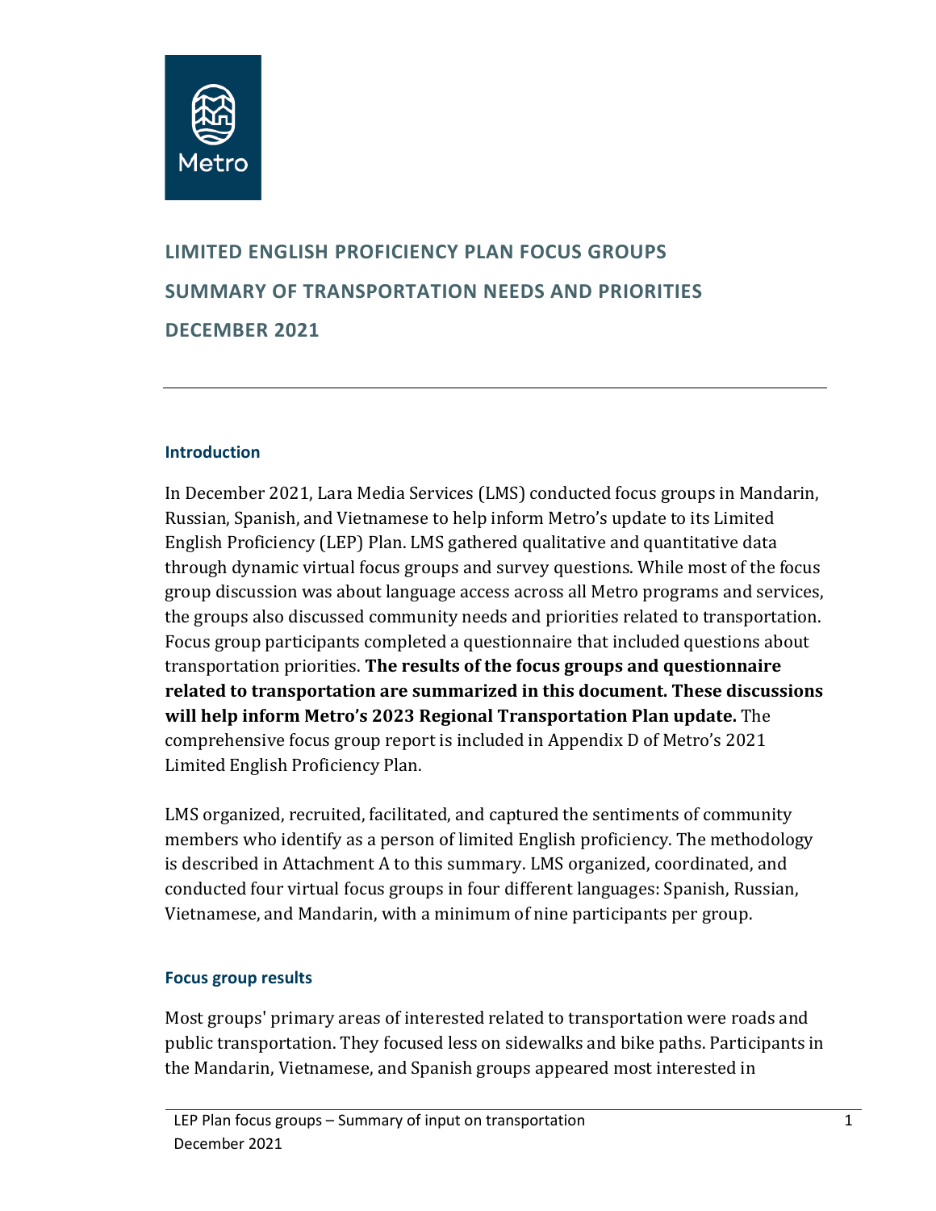Metro

# LIMITED ENGLISH PROFICIENCY PLAN FOCUS GROUPS

# SUMMARY OF TRANSPORTATION NEEDS AND PRIORITIES

# DECEMBER 2021

---

## Introduction

In December 2021, Lara Media Services (LMS) conducted focus groups in Mandarin, Russian, Spanish, and Vietnamese to help inform Metro's update to its Limited English Proficiency (LEP) Plan. LMS gathered qualitative and quantitative data through dynamic virtual focus groups and survey questions. While most of the focus group discussion was about language access across all Metro programs and services, the groups also discussed community needs and priorities related to transportation. Focus group participants completed a questionnaire that included questions about transportation priorities. **The results of the focus groups and questionnaire related to transportation are summarized in this document. These discussions will help inform Metro's 2023 Regional Transportation Plan update.** The comprehensive focus group report is included in Appendix D of Metro's 2021 Limited English Proficiency Plan.

LMS organized, recruited, facilitated, and captured the sentiments of community members who identify as a person of limited English proficiency. The methodology is described in Attachment A to this summary. LMS organized, coordinated, and conducted four virtual focus groups in four different languages: Spanish, Russian, Vietnamese, and Mandarin, with a minimum of nine participants per group.

## Focus group results

Most groups' primary areas of interested related to transportation were roads and public transportation. They focused less on sidewalks and bike paths. Participants in the Mandarin, Vietnamese, and Spanish groups appeared most interested in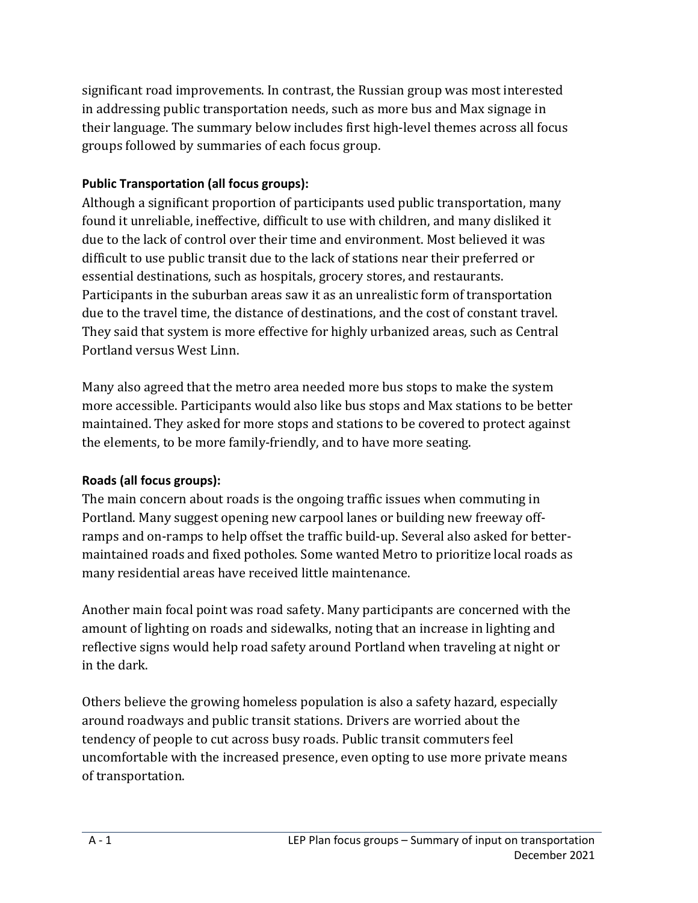significant road improvements. In contrast, the Russian group was most interested in addressing public transportation needs, such as more bus and Max signage in their language. The summary below includes first high-level themes across all focus groups followed by summaries of each focus group.

**Public Transportation (all focus groups):**

Although a significant proportion of participants used public transportation, many found it unreliable, ineffective, difficult to use with children, and many disliked it due to the lack of control over their time and environment. Most believed it was difficult to use public transit due to the lack of stations near their preferred or essential destinations, such as hospitals, grocery stores, and restaurants. Participants in the suburban areas saw it as an unrealistic form of transportation due to the travel time, the distance of destinations, and the cost of constant travel. They said that system is more effective for highly urbanized areas, such as Central Portland versus West Linn.

Many also agreed that the metro area needed more bus stops to make the system more accessible. Participants would also like bus stops and Max stations to be better maintained. They asked for more stops and stations to be covered to protect against the elements, to be more family-friendly, and to have more seating.

**Roads (all focus groups):**

The main concern about roads is the ongoing traffic issues when commuting in Portland. Many suggest opening new carpool lanes or building new freeway off-ramps and on-ramps to help offset the traffic build-up. Several also asked for better-maintained roads and fixed potholes. Some wanted Metro to prioritize local roads as many residential areas have received little maintenance.

Another main focal point was road safety. Many participants are concerned with the amount of lighting on roads and sidewalks, noting that an increase in lighting and reflective signs would help road safety around Portland when traveling at night or in the dark.

Others believe the growing homeless population is also a safety hazard, especially around roadways and public transit stations. Drivers are worried about the tendency of people to cut across busy roads. Public transit commuters feel uncomfortable with the increased presence, even opting to use more private means of transportation.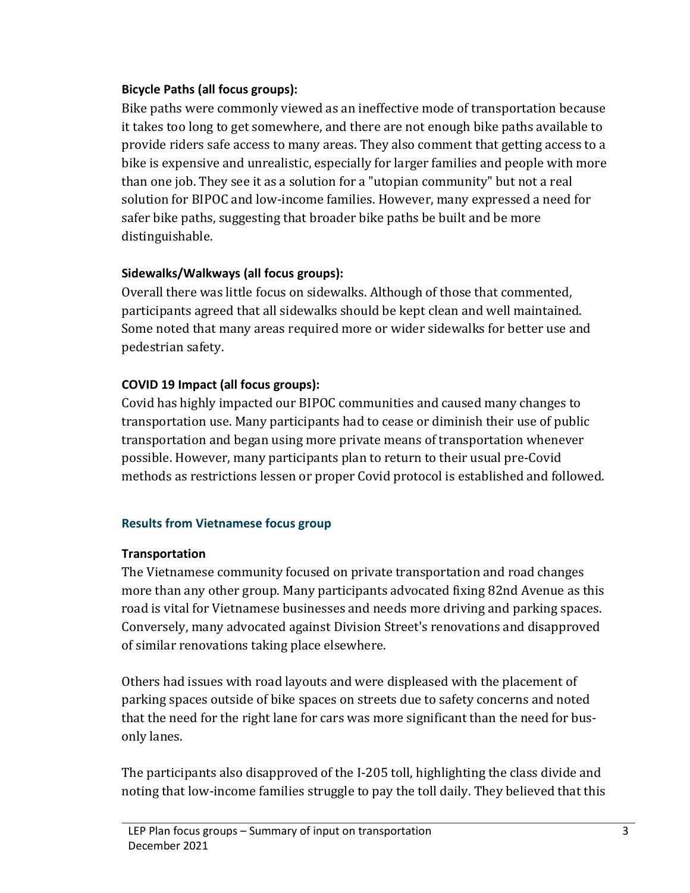**Bicycle Paths (all focus groups):**

Bike paths were commonly viewed as an ineffective mode of transportation because it takes too long to get somewhere, and there are not enough bike paths available to provide riders safe access to many areas. They also comment that getting access to a bike is expensive and unrealistic, especially for larger families and people with more than one job. They see it as a solution for a "utopian community" but not a real solution for BIPOC and low-income families. However, many expressed a need for safer bike paths, suggesting that broader bike paths be built and be more distinguishable.

**Sidewalks/Walkways (all focus groups):**

Overall there was little focus on sidewalks. Although of those that commented, participants agreed that all sidewalks should be kept clean and well maintained. Some noted that many areas required more or wider sidewalks for better use and pedestrian safety.

**COVID 19 Impact (all focus groups):**

Covid has highly impacted our BIPOC communities and caused many changes to transportation use. Many participants had to cease or diminish their use of public transportation and began using more private means of transportation whenever possible. However, many participants plan to return to their usual pre-Covid methods as restrictions lessen or proper Covid protocol is established and followed.

## Results from Vietnamese focus group

**Transportation**

The Vietnamese community focused on private transportation and road changes more than any other group. Many participants advocated fixing 82nd Avenue as this road is vital for Vietnamese businesses and needs more driving and parking spaces. Conversely, many advocated against Division Street's renovations and disapproved of similar renovations taking place elsewhere.

Others had issues with road layouts and were displeased with the placement of parking spaces outside of bike spaces on streets due to safety concerns and noted that the need for the right lane for cars was more significant than the need for bus-only lanes.

The participants also disapproved of the I-205 toll, highlighting the class divide and noting that low-income families struggle to pay the toll daily. They believed that this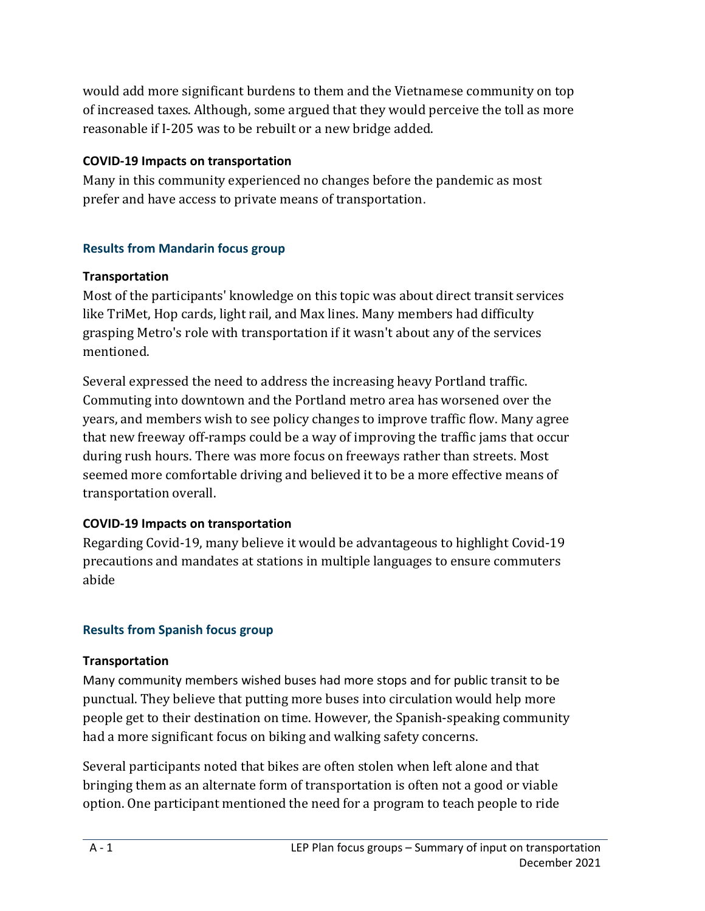would add more significant burdens to them and the Vietnamese community on top of increased taxes. Although, some argued that they would perceive the toll as more reasonable if I-205 was to be rebuilt or a new bridge added.

**COVID-19 Impacts on transportation**

Many in this community experienced no changes before the pandemic as most prefer and have access to private means of transportation.

### Results from Mandarin focus group

**Transportation**

Most of the participants' knowledge on this topic was about direct transit services like TriMet, Hop cards, light rail, and Max lines. Many members had difficulty grasping Metro's role with transportation if it wasn't about any of the services mentioned.

Several expressed the need to address the increasing heavy Portland traffic. Commuting into downtown and the Portland metro area has worsened over the years, and members wish to see policy changes to improve traffic flow. Many agree that new freeway off-ramps could be a way of improving the traffic jams that occur during rush hours. There was more focus on freeways rather than streets. Most seemed more comfortable driving and believed it to be a more effective means of transportation overall.

**COVID-19 Impacts on transportation**

Regarding Covid-19, many believe it would be advantageous to highlight Covid-19 precautions and mandates at stations in multiple languages to ensure commuters abide

### Results from Spanish focus group

**Transportation**

Many community members wished buses had more stops and for public transit to be punctual. They believe that putting more buses into circulation would help more people get to their destination on time. However, the Spanish-speaking community had a more significant focus on biking and walking safety concerns.

Several participants noted that bikes are often stolen when left alone and that bringing them as an alternate form of transportation is often not a good or viable option. One participant mentioned the need for a program to teach people to ride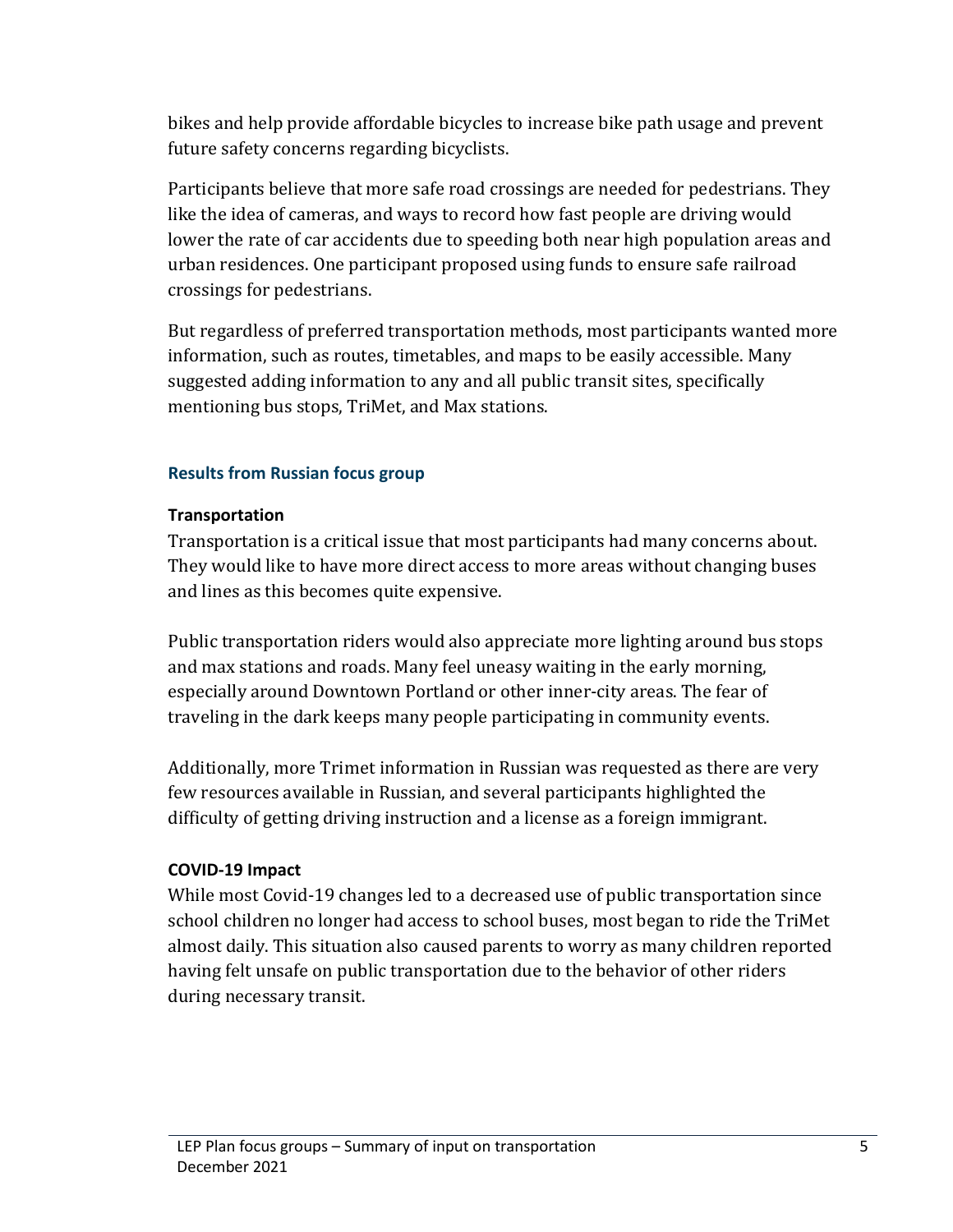bikes and help provide affordable bicycles to increase bike path usage and prevent future safety concerns regarding bicyclists.

Participants believe that more safe road crossings are needed for pedestrians. They like the idea of cameras, and ways to record how fast people are driving would lower the rate of car accidents due to speeding both near high population areas and urban residences. One participant proposed using funds to ensure safe railroad crossings for pedestrians.

But regardless of preferred transportation methods, most participants wanted more information, such as routes, timetables, and maps to be easily accessible. Many suggested adding information to any and all public transit sites, specifically mentioning bus stops, TriMet, and Max stations.

### Results from Russian focus group

#### Transportation

Transportation is a critical issue that most participants had many concerns about. They would like to have more direct access to more areas without changing buses and lines as this becomes quite expensive.

Public transportation riders would also appreciate more lighting around bus stops and max stations and roads. Many feel uneasy waiting in the early morning, especially around Downtown Portland or other inner-city areas. The fear of traveling in the dark keeps many people participating in community events.

Additionally, more Trimet information in Russian was requested as there are very few resources available in Russian, and several participants highlighted the difficulty of getting driving instruction and a license as a foreign immigrant.

#### COVID-19 Impact

While most Covid-19 changes led to a decreased use of public transportation since school children no longer had access to school buses, most began to ride the TriMet almost daily. This situation also caused parents to worry as many children reported having felt unsafe on public transportation due to the behavior of other riders during necessary transit.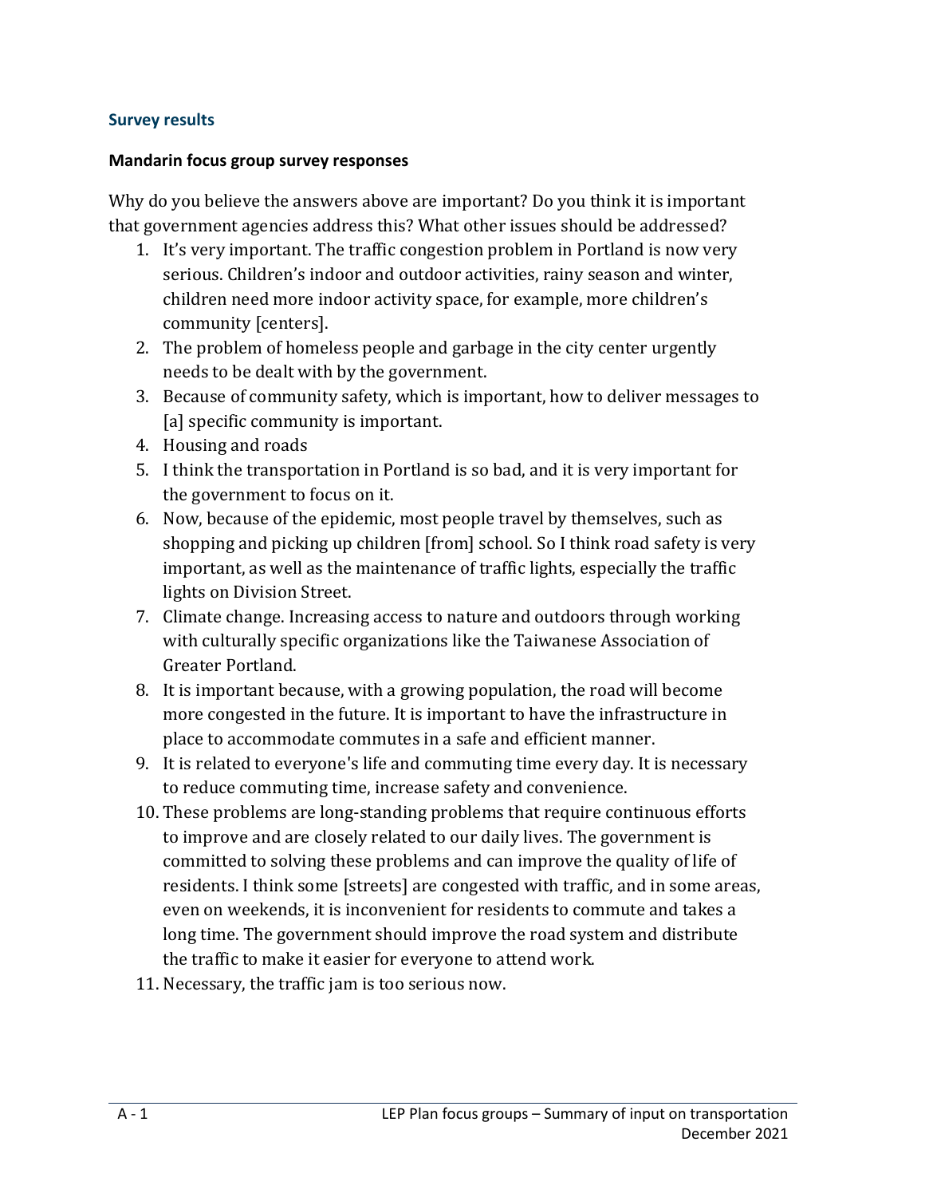## Survey results

### Mandarin focus group survey responses

Why do you believe the answers above are important? Do you think it is important that government agencies address this? What other issues should be addressed?

1. It's very important. The traffic congestion problem in Portland is now very serious. Children's indoor and outdoor activities, rainy season and winter, children need more indoor activity space, for example, more children's community [centers].
2. The problem of homeless people and garbage in the city center urgently needs to be dealt with by the government.
3. Because of community safety, which is important, how to deliver messages to [a] specific community is important.
4. Housing and roads
5. I think the transportation in Portland is so bad, and it is very important for the government to focus on it.
6. Now, because of the epidemic, most people travel by themselves, such as shopping and picking up children [from] school. So I think road safety is very important, as well as the maintenance of traffic lights, especially the traffic lights on Division Street.
7. Climate change. Increasing access to nature and outdoors through working with culturally specific organizations like the Taiwanese Association of Greater Portland.
8. It is important because, with a growing population, the road will become more congested in the future. It is important to have the infrastructure in place to accommodate commutes in a safe and efficient manner.
9. It is related to everyone's life and commuting time every day. It is necessary to reduce commuting time, increase safety and convenience.
10. These problems are long-standing problems that require continuous efforts to improve and are closely related to our daily lives. The government is committed to solving these problems and can improve the quality of life of residents. I think some [streets] are congested with traffic, and in some areas, even on weekends, it is inconvenient for residents to commute and takes a long time. The government should improve the road system and distribute the traffic to make it easier for everyone to attend work.
11. Necessary, the traffic jam is too serious now.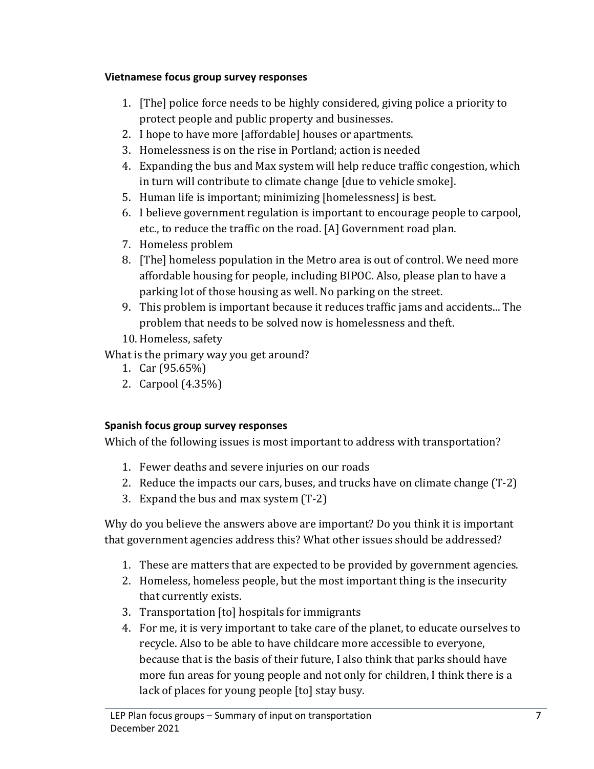**Vietnamese focus group survey responses**

1. [The] police force needs to be highly considered, giving police a priority to protect people and public property and businesses.
2. I hope to have more [affordable] houses or apartments.
3. Homelessness is on the rise in Portland; action is needed
4. Expanding the bus and Max system will help reduce traffic congestion, which in turn will contribute to climate change [due to vehicle smoke].
5. Human life is important; minimizing [homelessness] is best.
6. I believe government regulation is important to encourage people to carpool, etc., to reduce the traffic on the road. [A] Government road plan.
7. Homeless problem
8. [The] homeless population in the Metro area is out of control. We need more affordable housing for people, including BIPOC. Also, please plan to have a parking lot of those housing as well. No parking on the street.
9. This problem is important because it reduces traffic jams and accidents... The problem that needs to be solved now is homelessness and theft.
10. Homeless, safety

What is the primary way you get around?

1. Car (95.65%)
2. Carpool (4.35%)

**Spanish focus group survey responses**

Which of the following issues is most important to address with transportation?

1. Fewer deaths and severe injuries on our roads
2. Reduce the impacts our cars, buses, and trucks have on climate change (T-2)
3. Expand the bus and max system (T-2)

Why do you believe the answers above are important? Do you think it is important that government agencies address this? What other issues should be addressed?

1. These are matters that are expected to be provided by government agencies.
2. Homeless, homeless people, but the most important thing is the insecurity that currently exists.
3. Transportation [to] hospitals for immigrants
4. For me, it is very important to take care of the planet, to educate ourselves to recycle. Also to be able to have childcare more accessible to everyone, because that is the basis of their future, I also think that parks should have more fun areas for young people and not only for children, I think there is a lack of places for young people [to] stay busy.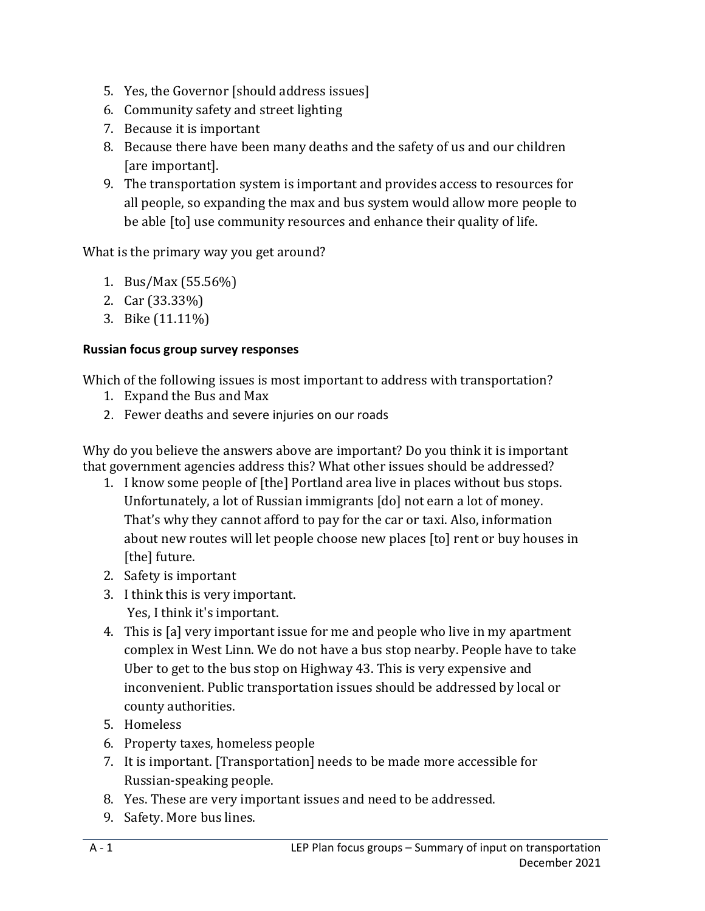5. Yes, the Governor [should address issues]
6. Community safety and street lighting
7. Because it is important
8. Because there have been many deaths and the safety of us and our children [are important].
9. The transportation system is important and provides access to resources for all people, so expanding the max and bus system would allow more people to be able [to] use community resources and enhance their quality of life.

What is the primary way you get around?

1. Bus/Max (55.56%)
2. Car (33.33%)
3. Bike (11.11%)

**Russian focus group survey responses**

Which of the following issues is most important to address with transportation?

1. Expand the Bus and Max
2. Fewer deaths and severe injuries on our roads

Why do you believe the answers above are important? Do you think it is important that government agencies address this? What other issues should be addressed?

1. I know some people of [the] Portland area live in places without bus stops. Unfortunately, a lot of Russian immigrants [do] not earn a lot of money. That's why they cannot afford to pay for the car or taxi. Also, information about new routes will let people choose new places [to] rent or buy houses in [the] future.
2. Safety is important
3. I think this is very important.
   Yes, I think it's important.
4. This is [a] very important issue for me and people who live in my apartment complex in West Linn. We do not have a bus stop nearby. People have to take Uber to get to the bus stop on Highway 43. This is very expensive and inconvenient. Public transportation issues should be addressed by local or county authorities.
5. Homeless
6. Property taxes, homeless people
7. It is important. [Transportation] needs to be made more accessible for Russian-speaking people.
8. Yes. These are very important issues and need to be addressed.
9. Safety. More bus lines.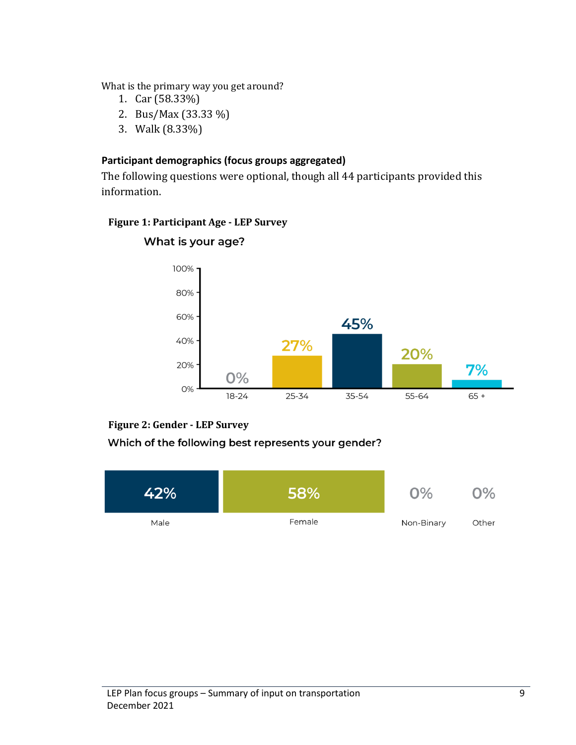What is the primary way you get around?

1. Car (58.33%)
2. Bus/Max (33.33 %)
3. Walk (8.33%)

**Participant demographics (focus groups aggregated)**

The following questions were optional, though all 44 participants provided this information.

**Figure 1: Participant Age - LEP Survey**

What is your age?

| Age | Percent |
| --- | --- |
| 18-24 | 0% |
| 25-34 | 27% |
| 35-54 | 45% |
| 55-64 | 20% |
| 65 + | 7% |

**Figure 2: Gender - LEP Survey**

Which of the following best represents your gender?

| Gender | Percent |
| --- | --- |
| Male | 42% |
| Female | 58% |
| Non-Binary | 0% |
| Other | 0% |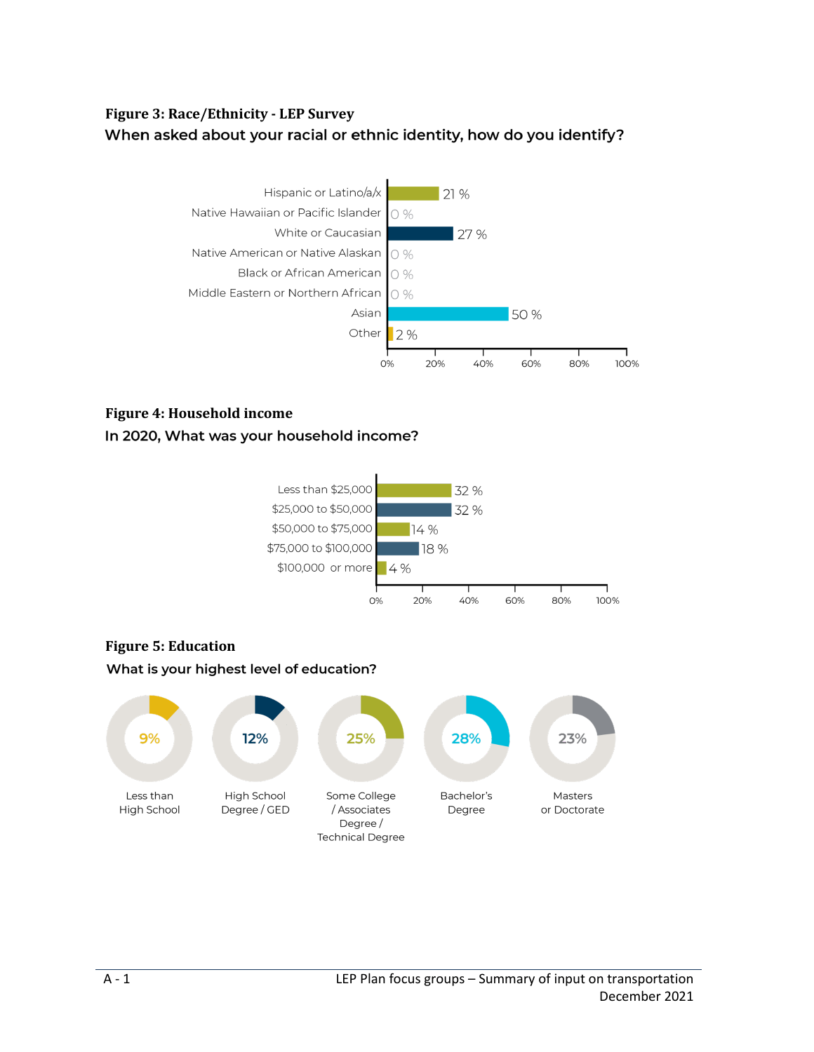**Figure 3: Race/Ethnicity - LEP Survey**

**When asked about your racial or ethnic identity, how do you identify?**

| Race/Ethnicity | Percent |
|---|---|
| Hispanic or Latino/a/x | 21 % |
| Native Hawaiian or Pacific Islander | 0 % |
| White or Caucasian | 27 % |
| Native American or Native Alaskan | 0 % |
| Black or African American | 0 % |
| Middle Eastern or Northern African | 0 % |
| Asian | 50 % |
| Other | 2 % |

**Figure 4: Household income**

**In 2020, What was your household income?**

| Household income | Percent |
|---|---|
| Less than $25,000 | 32 % |
| $25,000 to $50,000 | 32 % |
| $50,000 to $75,000 | 14 % |
| $75,000 to $100,000 | 18 % |
| $100,000 or more | 4 % |

**Figure 5: Education**

**What is your highest level of education?**

| Education | Percent |
|---|---|
| Less than High School | 9% |
| High School Degree / GED | 12% |
| Some College / Associates Degree / Technical Degree | 25% |
| Bachelor's Degree | 28% |
| Masters or Doctorate | 23% |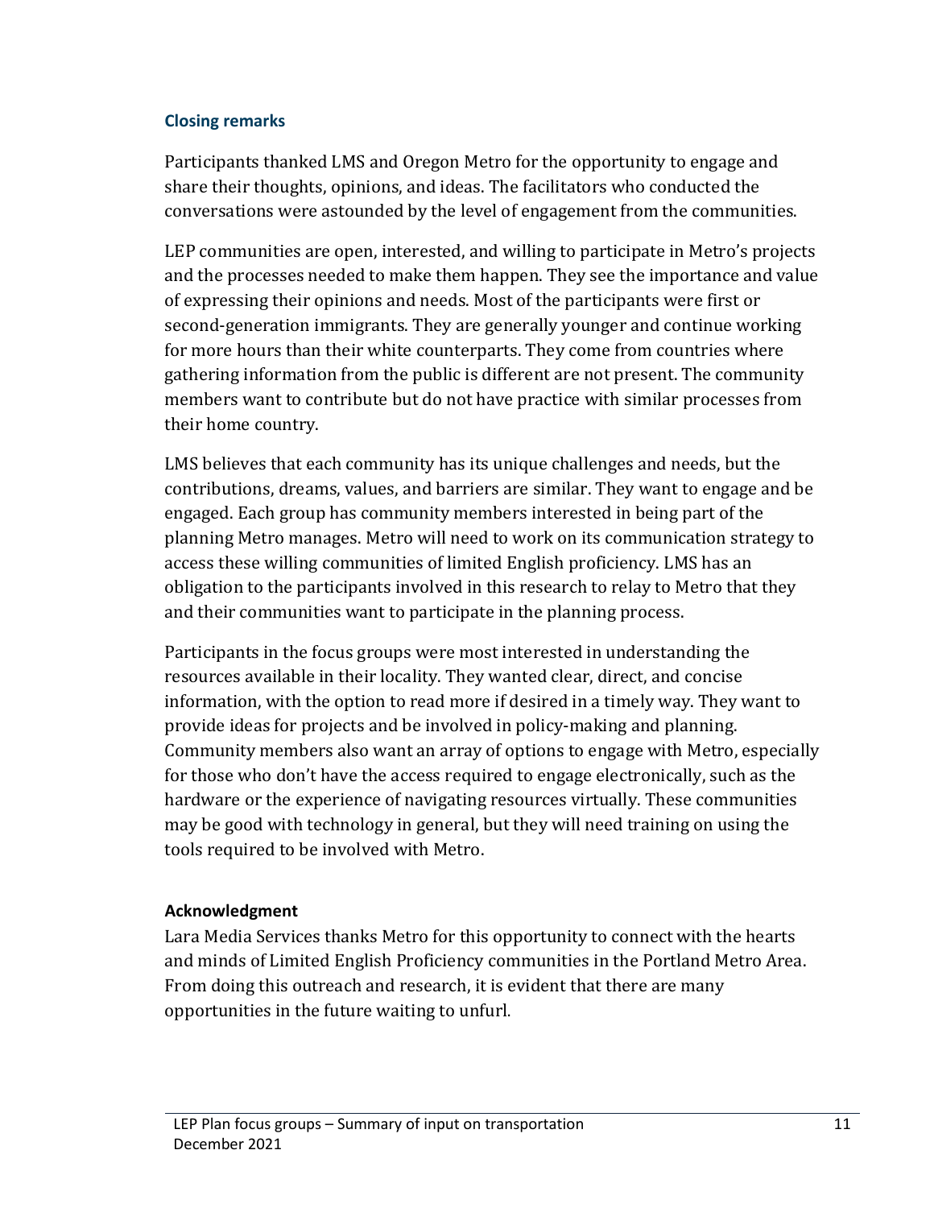### Closing remarks

Participants thanked LMS and Oregon Metro for the opportunity to engage and share their thoughts, opinions, and ideas. The facilitators who conducted the conversations were astounded by the level of engagement from the communities.

LEP communities are open, interested, and willing to participate in Metro's projects and the processes needed to make them happen. They see the importance and value of expressing their opinions and needs. Most of the participants were first or second-generation immigrants. They are generally younger and continue working for more hours than their white counterparts. They come from countries where gathering information from the public is different are not present. The community members want to contribute but do not have practice with similar processes from their home country.

LMS believes that each community has its unique challenges and needs, but the contributions, dreams, values, and barriers are similar. They want to engage and be engaged. Each group has community members interested in being part of the planning Metro manages. Metro will need to work on its communication strategy to access these willing communities of limited English proficiency. LMS has an obligation to the participants involved in this research to relay to Metro that they and their communities want to participate in the planning process.

Participants in the focus groups were most interested in understanding the resources available in their locality. They wanted clear, direct, and concise information, with the option to read more if desired in a timely way. They want to provide ideas for projects and be involved in policy-making and planning. Community members also want an array of options to engage with Metro, especially for those who don't have the access required to engage electronically, such as the hardware or the experience of navigating resources virtually. These communities may be good with technology in general, but they will need training on using the tools required to be involved with Metro.

### Acknowledgment

Lara Media Services thanks Metro for this opportunity to connect with the hearts and minds of Limited English Proficiency communities in the Portland Metro Area. From doing this outreach and research, it is evident that there are many opportunities in the future waiting to unfurl.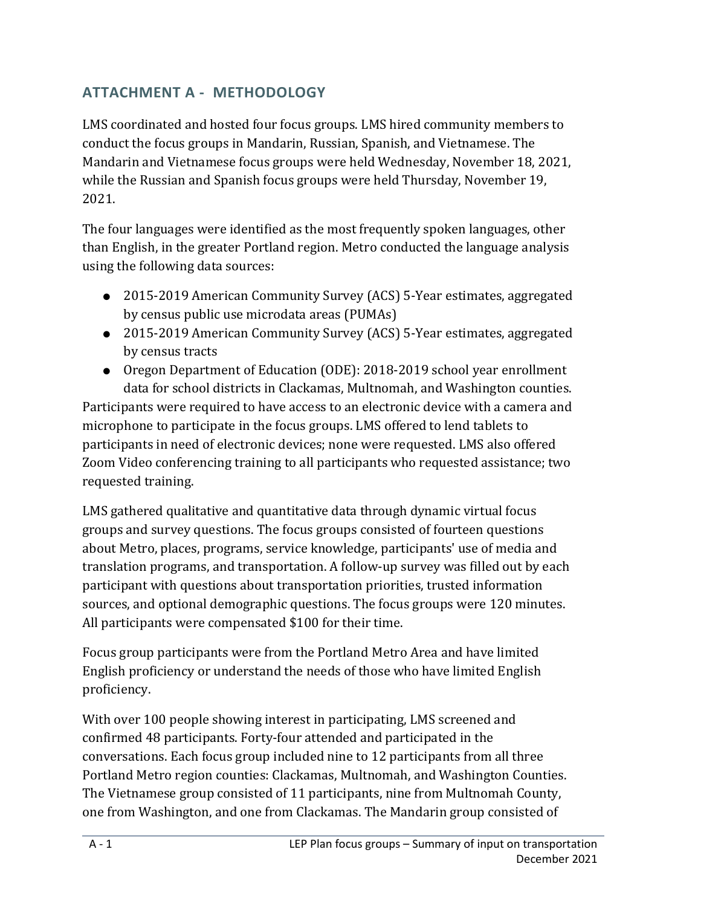## ATTACHMENT A - METHODOLOGY

LMS coordinated and hosted four focus groups. LMS hired community members to conduct the focus groups in Mandarin, Russian, Spanish, and Vietnamese. The Mandarin and Vietnamese focus groups were held Wednesday, November 18, 2021, while the Russian and Spanish focus groups were held Thursday, November 19, 2021.

The four languages were identified as the most frequently spoken languages, other than English, in the greater Portland region. Metro conducted the language analysis using the following data sources:

- 2015-2019 American Community Survey (ACS) 5-Year estimates, aggregated by census public use microdata areas (PUMAs)
- 2015-2019 American Community Survey (ACS) 5-Year estimates, aggregated by census tracts
- Oregon Department of Education (ODE): 2018-2019 school year enrollment data for school districts in Clackamas, Multnomah, and Washington counties.

Participants were required to have access to an electronic device with a camera and microphone to participate in the focus groups. LMS offered to lend tablets to participants in need of electronic devices; none were requested. LMS also offered Zoom Video conferencing training to all participants who requested assistance; two requested training.

LMS gathered qualitative and quantitative data through dynamic virtual focus groups and survey questions. The focus groups consisted of fourteen questions about Metro, places, programs, service knowledge, participants' use of media and translation programs, and transportation. A follow-up survey was filled out by each participant with questions about transportation priorities, trusted information sources, and optional demographic questions. The focus groups were 120 minutes. All participants were compensated $100 for their time.

Focus group participants were from the Portland Metro Area and have limited English proficiency or understand the needs of those who have limited English proficiency.

With over 100 people showing interest in participating, LMS screened and confirmed 48 participants. Forty-four attended and participated in the conversations. Each focus group included nine to 12 participants from all three Portland Metro region counties: Clackamas, Multnomah, and Washington Counties. The Vietnamese group consisted of 11 participants, nine from Multnomah County, one from Washington, and one from Clackamas. The Mandarin group consisted of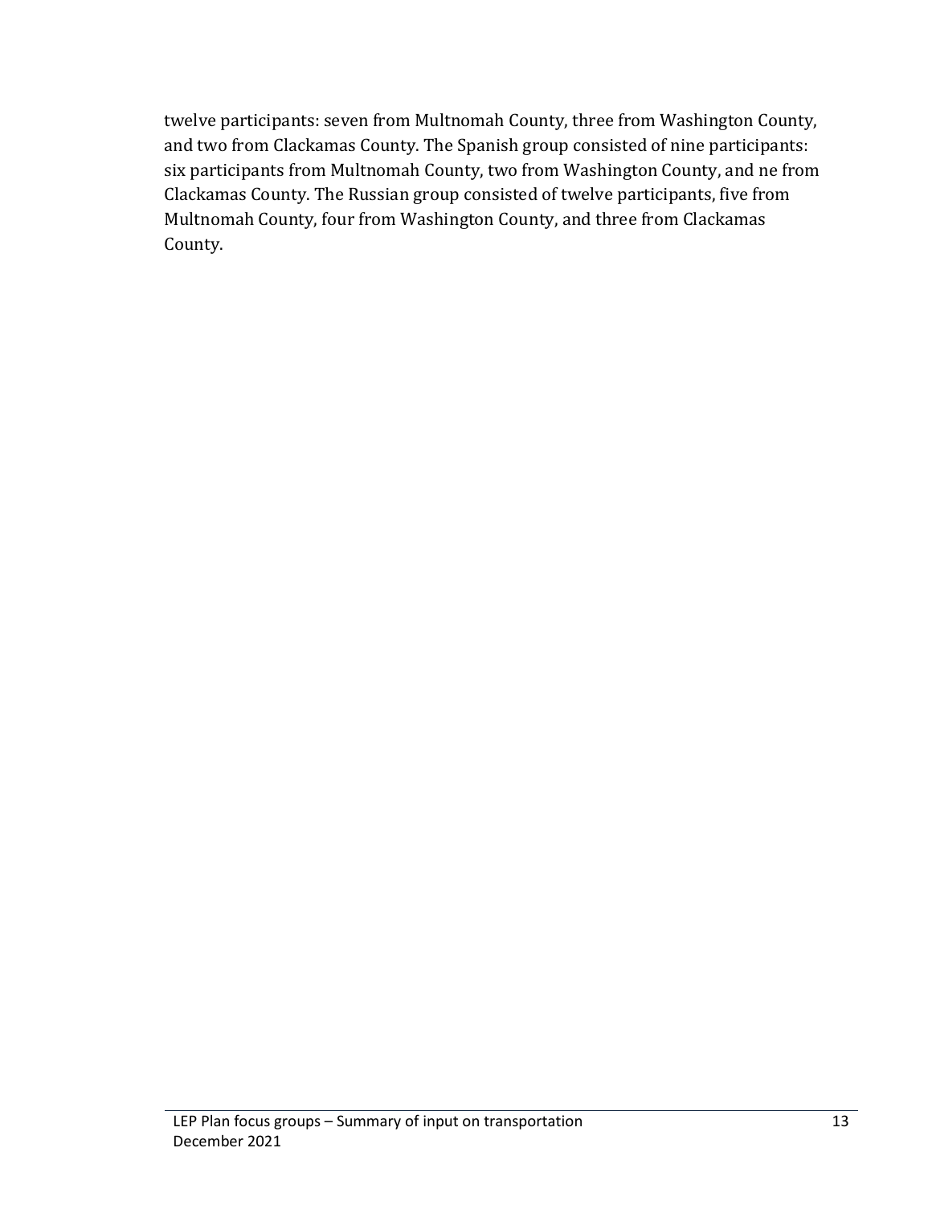twelve participants: seven from Multnomah County, three from Washington County, and two from Clackamas County. The Spanish group consisted of nine participants: six participants from Multnomah County, two from Washington County, and ne from Clackamas County. The Russian group consisted of twelve participants, five from Multnomah County, four from Washington County, and three from Clackamas County.